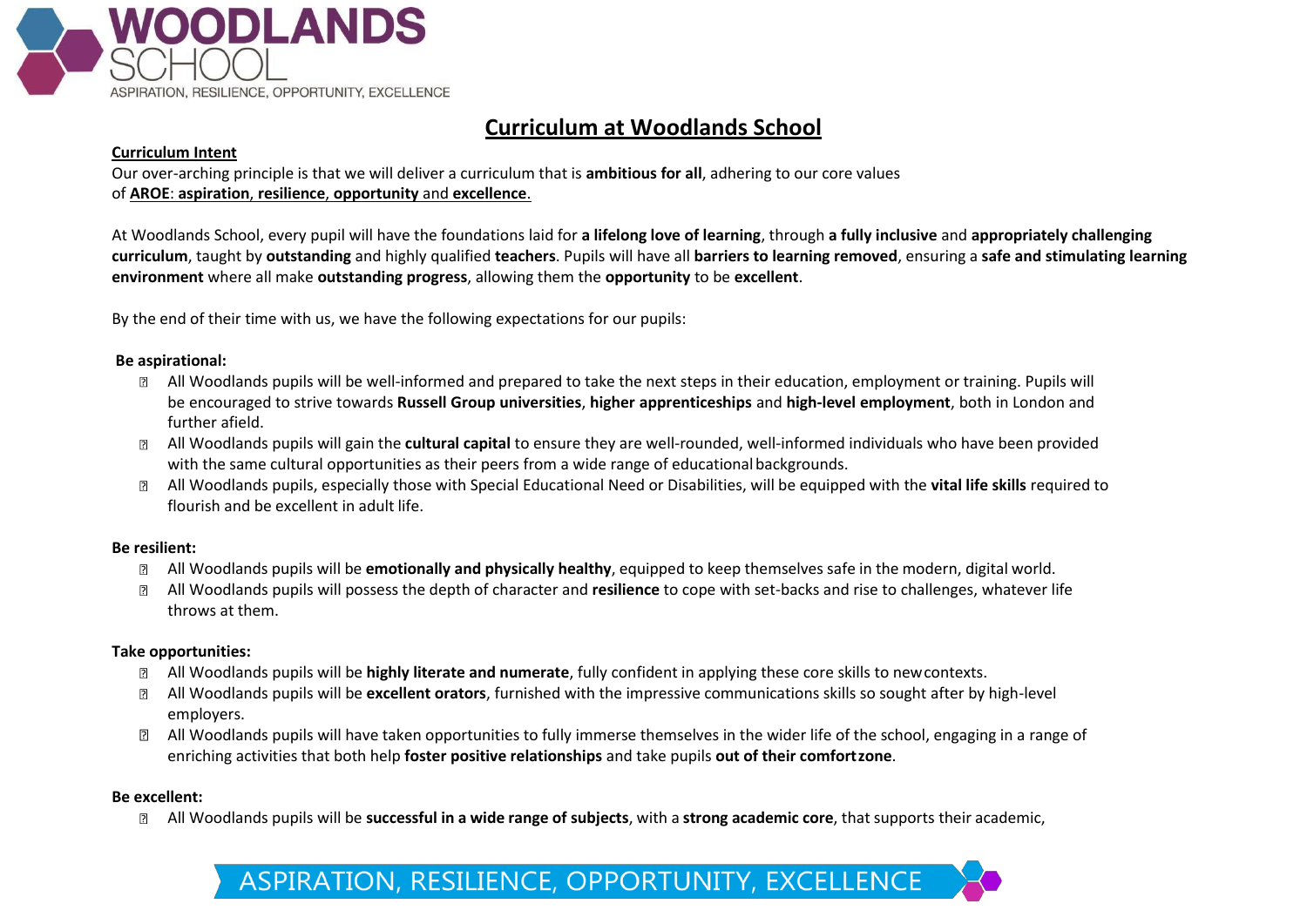# Curriculum at Woodlands School

**Curriculum Intent**

Our over-arching principle is that we will deliver a curriculum that is **ambitious for all**, adhering to our core values of **AROE**: **aspiration**, **resilience**, **opportunity** and **excellence**.

At Woodlands School, every pupil will have the foundations laid for **a lifelong love of learning**, through **a fully inclusive** and **appropriately challenging curriculum**, taught by **outstanding** and highly qualified **teachers**. Pupils will have all **barriers to learning removed**, ensuring a **safe and stimulating learning environment** where all make **outstanding progress**, allowing them the **opportunity** to be **excellent**.

By the end of their time with us, we have the following expectations for our pupils:

**Be aspirational:**

- All Woodlands pupils will be well-informed and prepared to take the next steps in their education, employment or training. Pupils will be encouraged to strive towards **Russell Group universities**, **higher apprenticeships** and **high-level employment**, both in London and further afield.
- All Woodlands pupils will gain the **cultural capital** to ensure they are well-rounded, well-informed individuals who have been provided with the same cultural opportunities as their peers from a wide range of educational backgrounds.
- All Woodlands pupils, especially those with Special Educational Need or Disabilities, will be equipped with the **vital life skills** required to flourish and be excellent in adult life.

**Be resilient:**

- All Woodlands pupils will be **emotionally and physically healthy**, equipped to keep themselves safe in the modern, digital world.
- All Woodlands pupils will possess the depth of character and **resilience** to cope with set-backs and rise to challenges, whatever life throws at them.

**Take opportunities:**

- All Woodlands pupils will be **highly literate and numerate**, fully confident in applying these core skills to new contexts.
- All Woodlands pupils will be **excellent orators**, furnished with the impressive communications skills so sought after by high-level employers.
- All Woodlands pupils will have taken opportunities to fully immerse themselves in the wider life of the school, engaging in a range of enriching activities that both help **foster positive relationships** and take pupils **out of their comfort zone**.

**Be excellent:**

- All Woodlands pupils will be **successful in a wide range of subjects**, with a **strong academic core**, that supports their academic,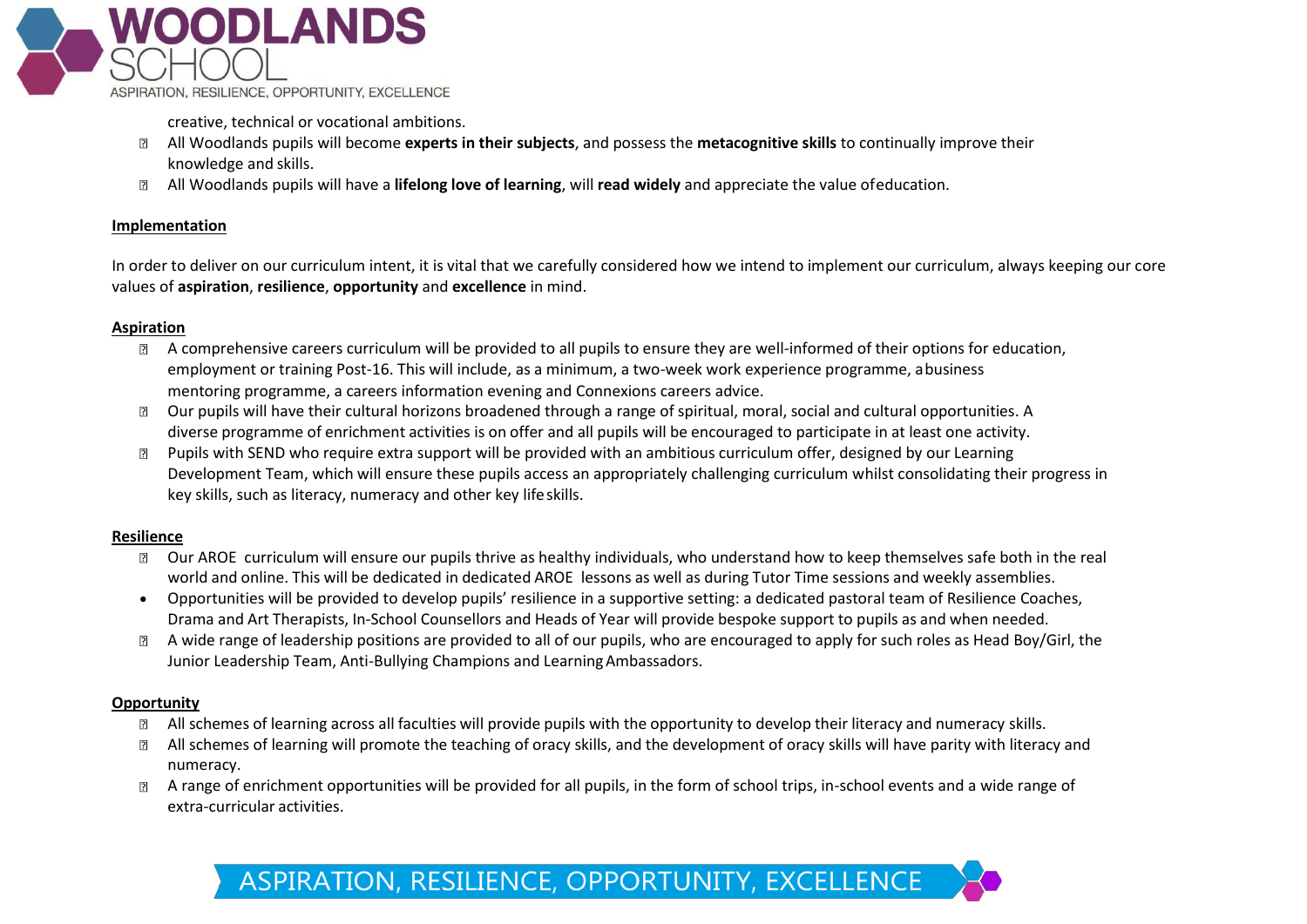creative, technical or vocational ambitions.

- All Woodlands pupils will become **experts in their subjects**, and possess the **metacognitive skills** to continually improve their knowledge and skills.
- All Woodlands pupils will have a **lifelong love of learning**, will **read widely** and appreciate the value of education.

## Implementation

In order to deliver on our curriculum intent, it is vital that we carefully considered how we intend to implement our curriculum, always keeping our core values of **aspiration**, **resilience**, **opportunity** and **excellence** in mind.

### Aspiration

- A comprehensive careers curriculum will be provided to all pupils to ensure they are well-informed of their options for education, employment or training Post-16. This will include, as a minimum, a two-week work experience programme, a business mentoring programme, a careers information evening and Connexions careers advice.
- Our pupils will have their cultural horizons broadened through a range of spiritual, moral, social and cultural opportunities. A diverse programme of enrichment activities is on offer and all pupils will be encouraged to participate in at least one activity.
- Pupils with SEND who require extra support will be provided with an ambitious curriculum offer, designed by our Learning Development Team, which will ensure these pupils access an appropriately challenging curriculum whilst consolidating their progress in key skills, such as literacy, numeracy and other key life skills.

### Resilience

- Our AROE curriculum will ensure our pupils thrive as healthy individuals, who understand how to keep themselves safe both in the real world and online. This will be dedicated in dedicated AROE lessons as well as during Tutor Time sessions and weekly assemblies.
- Opportunities will be provided to develop pupils' resilience in a supportive setting: a dedicated pastoral team of Resilience Coaches, Drama and Art Therapists, In-School Counsellors and Heads of Year will provide bespoke support to pupils as and when needed.
- A wide range of leadership positions are provided to all of our pupils, who are encouraged to apply for such roles as Head Boy/Girl, the Junior Leadership Team, Anti-Bullying Champions and Learning Ambassadors.

### Opportunity

- All schemes of learning across all faculties will provide pupils with the opportunity to develop their literacy and numeracy skills.
- All schemes of learning will promote the teaching of oracy skills, and the development of oracy skills will have parity with literacy and numeracy.
- A range of enrichment opportunities will be provided for all pupils, in the form of school trips, in-school events and a wide range of extra-curricular activities.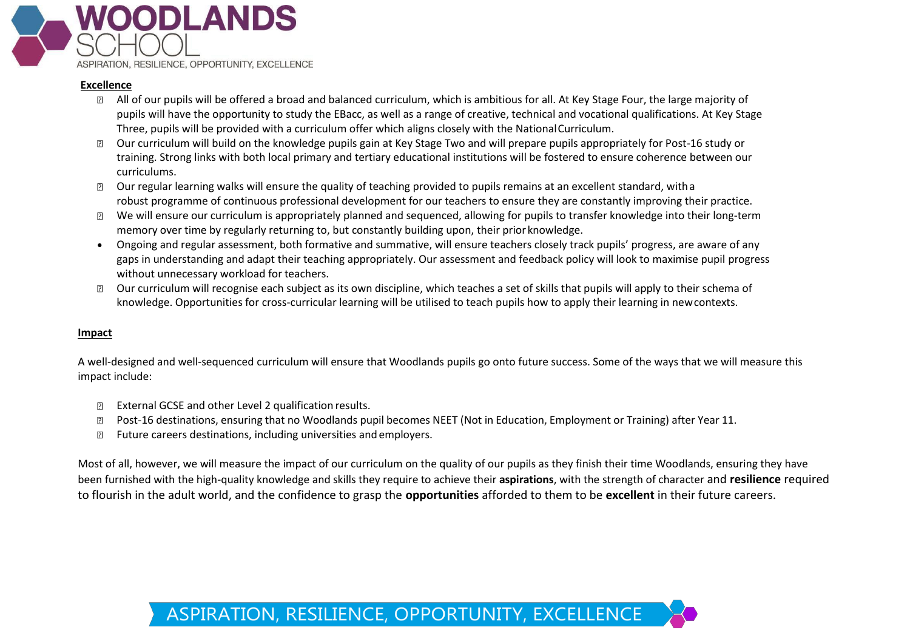## Excellence

- All of our pupils will be offered a broad and balanced curriculum, which is ambitious for all. At Key Stage Four, the large majority of pupils will have the opportunity to study the EBacc, as well as a range of creative, technical and vocational qualifications. At Key Stage Three, pupils will be provided with a curriculum offer which aligns closely with the National Curriculum.
- Our curriculum will build on the knowledge pupils gain at Key Stage Two and will prepare pupils appropriately for Post-16 study or training. Strong links with both local primary and tertiary educational institutions will be fostered to ensure coherence between our curriculums.
- Our regular learning walks will ensure the quality of teaching provided to pupils remains at an excellent standard, with a robust programme of continuous professional development for our teachers to ensure they are constantly improving their practice.
- We will ensure our curriculum is appropriately planned and sequenced, allowing for pupils to transfer knowledge into their long-term memory over time by regularly returning to, but constantly building upon, their prior knowledge.
- Ongoing and regular assessment, both formative and summative, will ensure teachers closely track pupils' progress, are aware of any gaps in understanding and adapt their teaching appropriately. Our assessment and feedback policy will look to maximise pupil progress without unnecessary workload for teachers.
- Our curriculum will recognise each subject as its own discipline, which teaches a set of skills that pupils will apply to their schema of knowledge. Opportunities for cross-curricular learning will be utilised to teach pupils how to apply their learning in new contexts.

## Impact

A well-designed and well-sequenced curriculum will ensure that Woodlands pupils go onto future success. Some of the ways that we will measure this impact include:

- External GCSE and other Level 2 qualification results.
- Post-16 destinations, ensuring that no Woodlands pupil becomes NEET (Not in Education, Employment or Training) after Year 11.
- Future careers destinations, including universities and employers.

Most of all, however, we will measure the impact of our curriculum on the quality of our pupils as they finish their time Woodlands, ensuring they have been furnished with the high-quality knowledge and skills they require to achieve their **aspirations**, with the strength of character and **resilience** required to flourish in the adult world, and the confidence to grasp the **opportunities** afforded to them to be **excellent** in their future careers.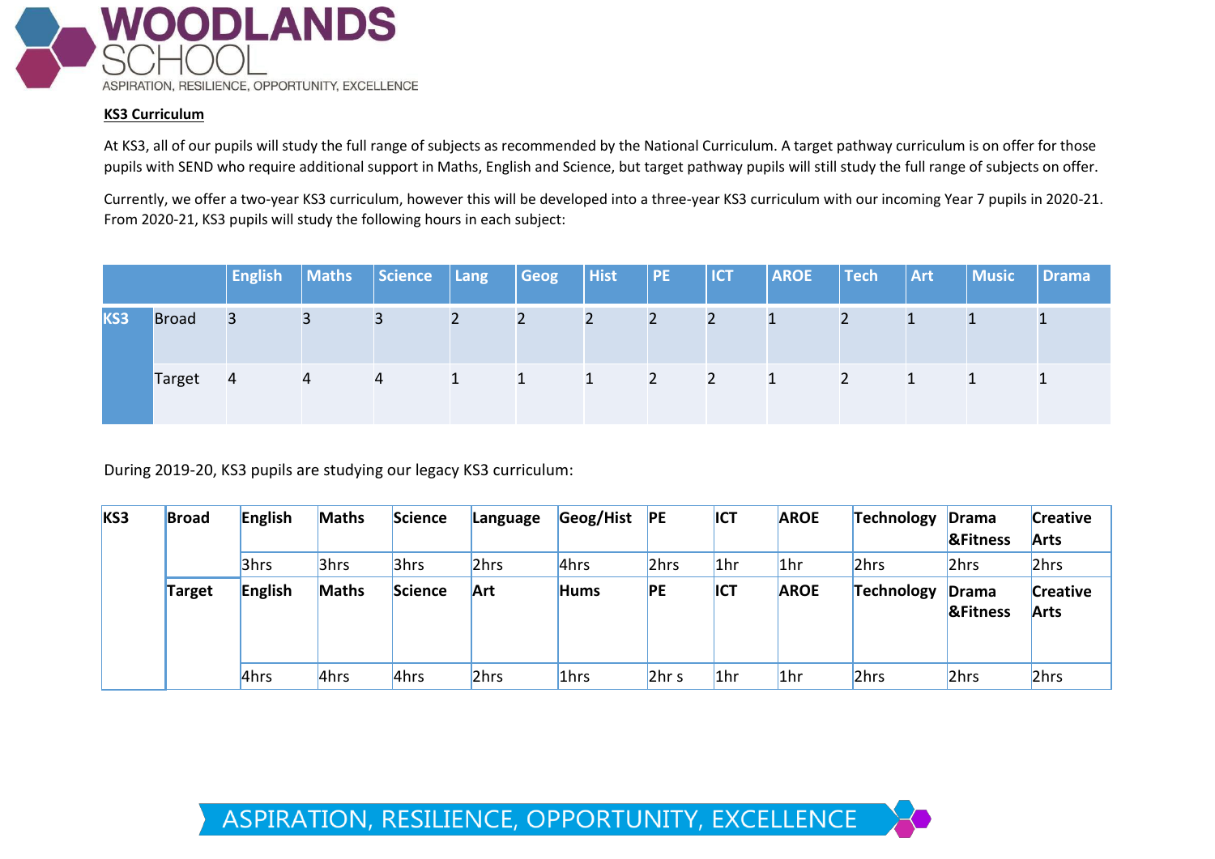**KS3 Curriculum**

At KS3, all of our pupils will study the full range of subjects as recommended by the National Curriculum. A target pathway curriculum is on offer for those pupils with SEND who require additional support in Maths, English and Science, but target pathway pupils will still study the full range of subjects on offer.

Currently, we offer a two-year KS3 curriculum, however this will be developed into a three-year KS3 curriculum with our incoming Year 7 pupils in 2020-21. From 2020-21, KS3 pupils will study the following hours in each subject:

| | | English | Maths | Science | Lang | Geog | Hist | PE | ICT | AROE | Tech | Art | Music | Drama |
|---|---|---|---|---|---|---|---|---|---|---|---|---|---|---|
| KS3 | Broad | 3 | 3 | 3 | 2 | 2 | 2 | 2 | 2 | 1 | 2 | 1 | 1 | 1 |
| | Target | 4 | 4 | 4 | 1 | 1 | 1 | 2 | 2 | 1 | 2 | 1 | 1 | 1 |

During 2019-20, KS3 pupils are studying our legacy KS3 curriculum:

| KS3 | Broad | English | Maths | Science | Language | Geog/Hist | PE | ICT | AROE | Technology | Drama &Fitness | Creative Arts |
|---|---|---|---|---|---|---|---|---|---|---|---|---|
| | | 3hrs | 3hrs | 3hrs | 2hrs | 4hrs | 2hrs | 1hr | 1hr | 2hrs | 2hrs | 2hrs |
| | Target | English | Maths | Science | Art | Hums | PE | ICT | AROE | Technology | Drama &Fitness | Creative Arts |
| | | 4hrs | 4hrs | 4hrs | 2hrs | 1hrs | 2hr s | 1hr | 1hr | 2hrs | 2hrs | 2hrs |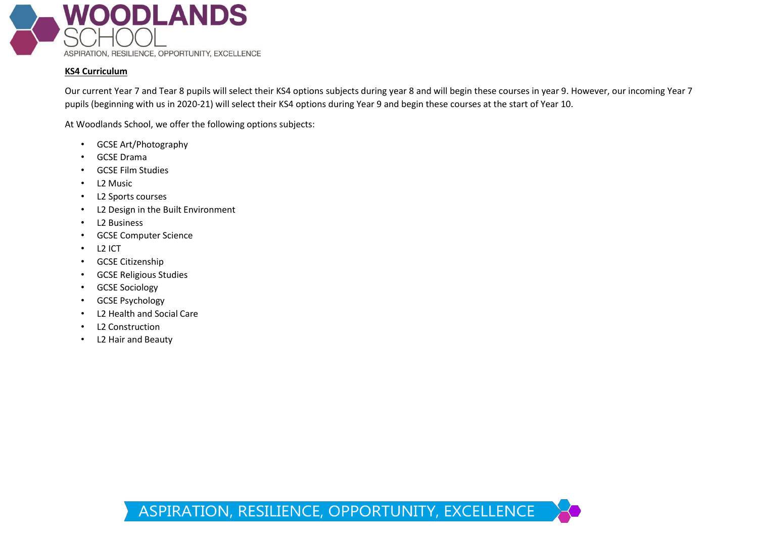**KS4 Curriculum**

Our current Year 7 and Tear 8 pupils will select their KS4 options subjects during year 8 and will begin these courses in year 9. However, our incoming Year 7 pupils (beginning with us in 2020-21) will select their KS4 options during Year 9 and begin these courses at the start of Year 10.

At Woodlands School, we offer the following options subjects:

- GCSE Art/Photography
- GCSE Drama
- GCSE Film Studies
- L2 Music
- L2 Sports courses
- L2 Design in the Built Environment
- L2 Business
- GCSE Computer Science
- L2 ICT
- GCSE Citizenship
- GCSE Religious Studies
- GCSE Sociology
- GCSE Psychology
- L2 Health and Social Care
- L2 Construction
- L2 Hair and Beauty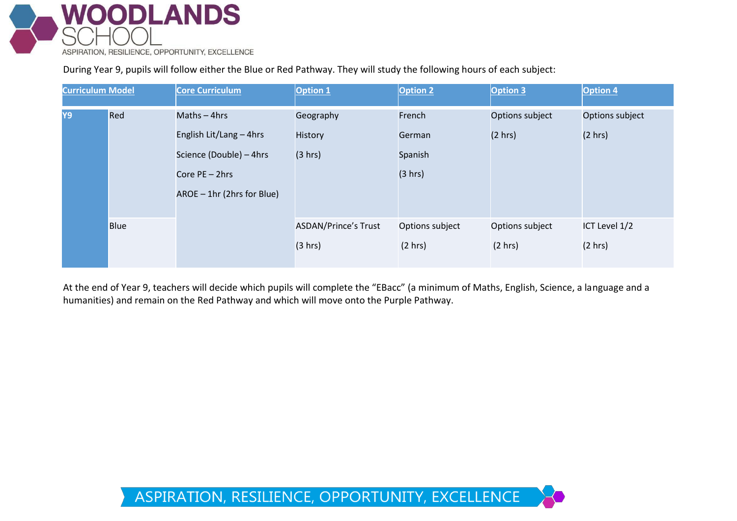During Year 9, pupils will follow either the Blue or Red Pathway. They will study the following hours of each subject:

| Curriculum Model | | Core Curriculum | Option 1 | Option 2 | Option 3 | Option 4 |
|---|---|---|---|---|---|---|
| Y9 | Red | Maths – 4hrs<br>English Lit/Lang – 4hrs<br>Science (Double) – 4hrs<br>Core PE – 2hrs<br>AROE – 1hr (2hrs for Blue) | Geography<br>History<br>(3 hrs) | French<br>German<br>Spanish<br>(3 hrs) | Options subject<br>(2 hrs) | Options subject<br>(2 hrs) |
| | Blue | | ASDAN/Prince's Trust<br>(3 hrs) | Options subject<br>(2 hrs) | Options subject<br>(2 hrs) | ICT Level 1/2<br>(2 hrs) |

At the end of Year 9, teachers will decide which pupils will complete the "EBacc" (a minimum of Maths, English, Science, a language and a humanities) and remain on the Red Pathway and which will move onto the Purple Pathway.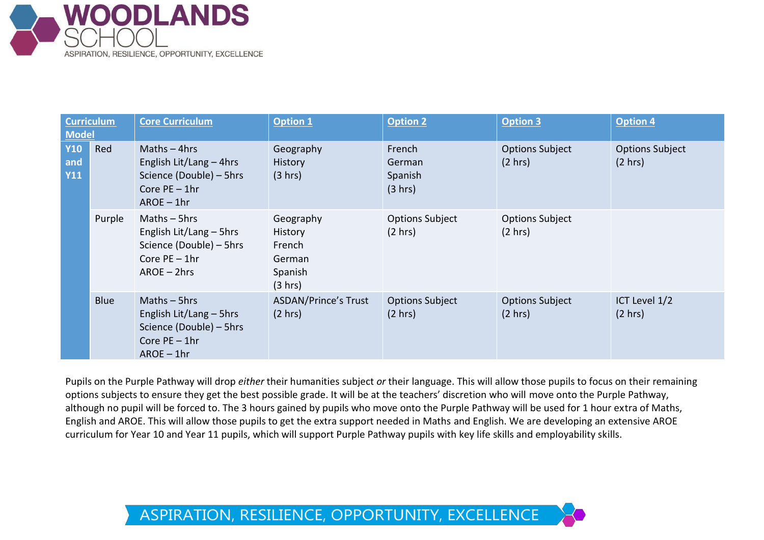| Curriculum Model | | Core Curriculum | Option 1 | Option 2 | Option 3 | Option 4 |
|---|---|---|---|---|---|---|
| **Y10 and Y11** | Red | Maths – 4hrs<br>English Lit/Lang – 4hrs<br>Science (Double) – 5hrs<br>Core PE – 1hr<br>AROE – 1hr | Geography<br>History<br>(3 hrs) | French<br>German<br>Spanish<br>(3 hrs) | Options Subject<br>(2 hrs) | Options Subject<br>(2 hrs) |
| | Purple | Maths – 5hrs<br>English Lit/Lang – 5hrs<br>Science (Double) – 5hrs<br>Core PE – 1hr<br>AROE – 2hrs | Geography<br>History<br>French<br>German<br>Spanish<br>(3 hrs) | Options Subject<br>(2 hrs) | Options Subject<br>(2 hrs) | |
| | Blue | Maths – 5hrs<br>English Lit/Lang – 5hrs<br>Science (Double) – 5hrs<br>Core PE – 1hr<br>AROE – 1hr | ASDAN/Prince's Trust<br>(2 hrs) | Options Subject<br>(2 hrs) | Options Subject<br>(2 hrs) | ICT Level 1/2<br>(2 hrs) |

Pupils on the Purple Pathway will drop *either* their humanities subject *or* their language. This will allow those pupils to focus on their remaining options subjects to ensure they get the best possible grade. It will be at the teachers' discretion who will move onto the Purple Pathway, although no pupil will be forced to. The 3 hours gained by pupils who move onto the Purple Pathway will be used for 1 hour extra of Maths, English and AROE. This will allow those pupils to get the extra support needed in Maths and English. We are developing an extensive AROE curriculum for Year 10 and Year 11 pupils, which will support Purple Pathway pupils with key life skills and employability skills.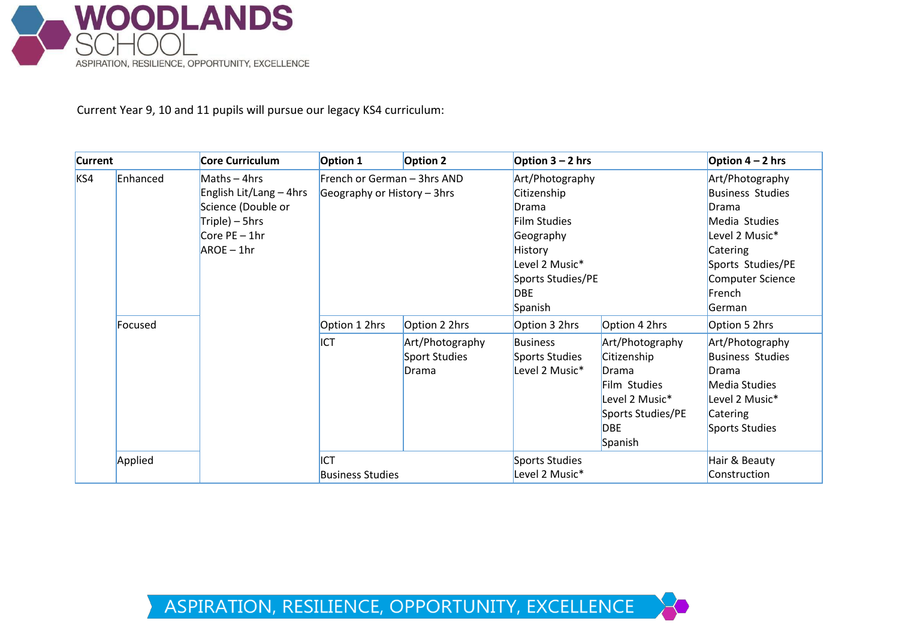Current Year 9, 10 and 11 pupils will pursue our legacy KS4 curriculum:

| **Current** | | **Core Curriculum** | **Option 1** | **Option 2** | **Option 3 – 2 hrs** | | **Option 4 – 2 hrs** |
|---|---|---|---|---|---|---|---|
| KS4 | Enhanced | Maths – 4hrs<br>English Lit/Lang – 4hrs<br>Science (Double or Triple) – 5hrs<br>Core PE – 1hr<br>AROE – 1hr | French or German – 3hrs AND<br>Geography or History – 3hrs | | Art/Photography<br>Citizenship<br>Drama<br>Film Studies<br>Geography<br>History<br>Level 2 Music*<br>Sports Studies/PE<br>DBE<br>Spanish | | Art/Photography<br>Business Studies<br>Drama<br>Media Studies<br>Level 2 Music*<br>Catering<br>Sports Studies/PE<br>Computer Science<br>French<br>German |
| | Focused | | Option 1 2hrs | Option 2 2hrs | Option 3 2hrs | Option 4 2hrs | Option 5 2hrs |
| | | | ICT | Art/Photography<br>Sport Studies<br>Drama | Business<br>Sports Studies<br>Level 2 Music* | Art/Photography<br>Citizenship<br>Drama<br>Film Studies<br>Level 2 Music*<br>Sports Studies/PE<br>DBE<br>Spanish | Art/Photography<br>Business Studies<br>Drama<br>Media Studies<br>Level 2 Music*<br>Catering<br>Sports Studies |
| | Applied | | ICT<br>Business Studies | | Sports Studies<br>Level 2 Music* | | Hair & Beauty<br>Construction |